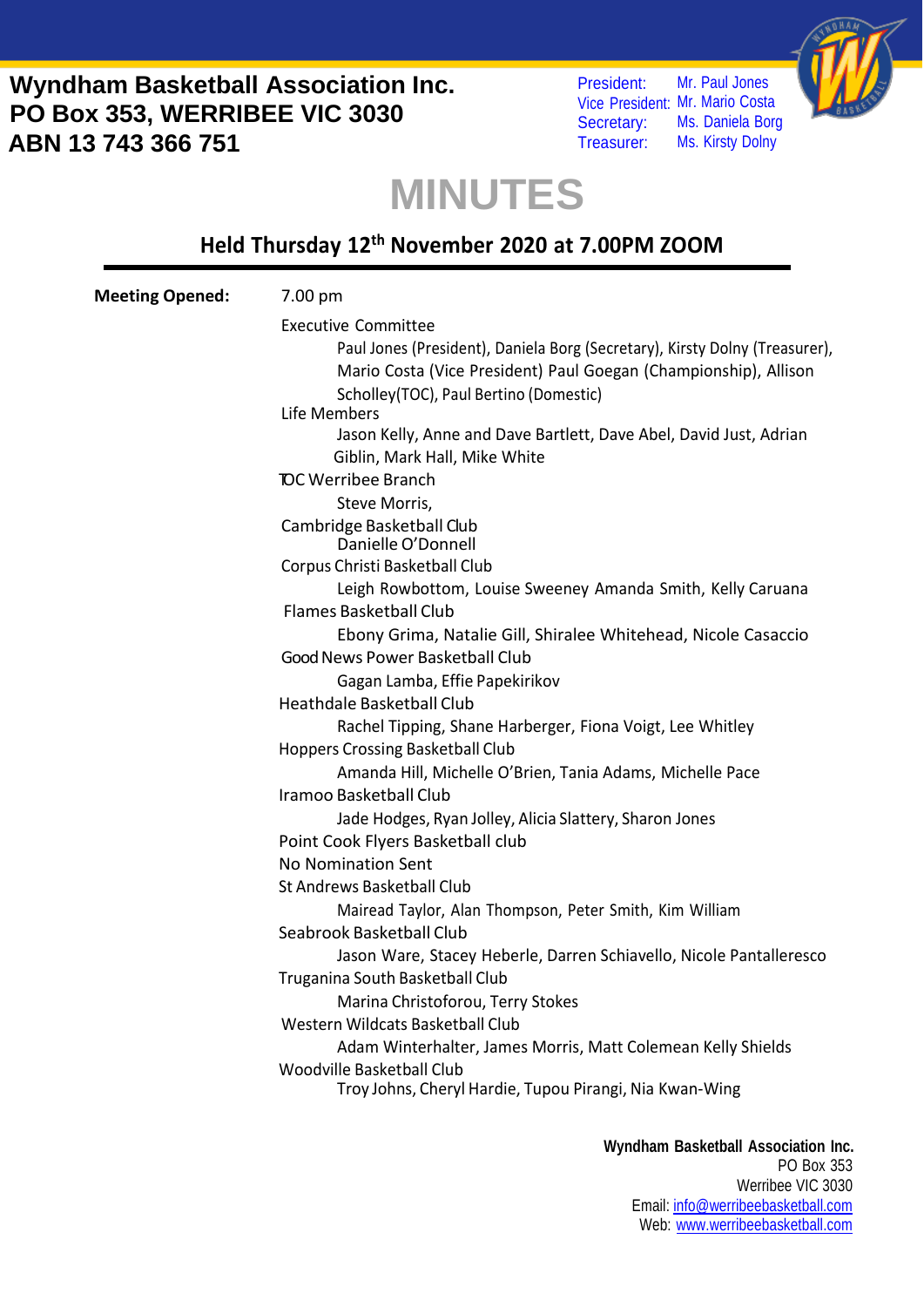**Wyndham Basketball Association Inc.**
**PO Box 353, WERRIBEE VIC 3030**
**ABN 13 743 366 751**

President: Mr. Paul Jones
Vice President: Mr. Mario Costa
Secretary: Ms. Daniela Borg
Treasurer: Ms. Kirsty Dolny

# MINUTES

## Held Thursday 12th November 2020 at 7.00PM ZOOM

**Meeting Opened:** 7.00 pm

Executive Committee

Paul Jones (President), Daniela Borg (Secretary), Kirsty Dolny (Treasurer), Mario Costa (Vice President) Paul Goegan (Championship), Allison Scholley(TOC), Paul Bertino (Domestic)

Life Members

Jason Kelly, Anne and Dave Bartlett, Dave Abel, David Just, Adrian Giblin, Mark Hall, Mike White

TOC Werribee Branch

Steve Morris,

Cambridge Basketball Club

Danielle O'Donnell

Corpus Christi Basketball Club

Leigh Rowbottom, Louise Sweeney Amanda Smith, Kelly Caruana

Flames Basketball Club

Ebony Grima, Natalie Gill, Shiralee Whitehead, Nicole Casaccio

Good News Power Basketball Club

Gagan Lamba, Effie Papekirikov

Heathdale Basketball Club

Rachel Tipping, Shane Harberger, Fiona Voigt, Lee Whitley

Hoppers Crossing Basketball Club

Amanda Hill, Michelle O'Brien, Tania Adams, Michelle Pace

Iramoo Basketball Club

Jade Hodges, Ryan Jolley, Alicia Slattery, Sharon Jones

Point Cook Flyers Basketball club

No Nomination Sent

St Andrews Basketball Club

Mairead Taylor, Alan Thompson, Peter Smith, Kim William

Seabrook Basketball Club

Jason Ware, Stacey Heberle, Darren Schiavello, Nicole Pantalleresco

Truganina South Basketball Club

Marina Christoforou, Terry Stokes

Western Wildcats Basketball Club

Adam Winterhalter, James Morris, Matt Colemean Kelly Shields

Woodville Basketball Club

Troy Johns, Cheryl Hardie, Tupou Pirangi, Nia Kwan-Wing

**Wyndham Basketball Association Inc.**
PO Box 353
Werribee VIC 3030
Email: info@werribeebasketball.com
Web: www.werribeebasketball.com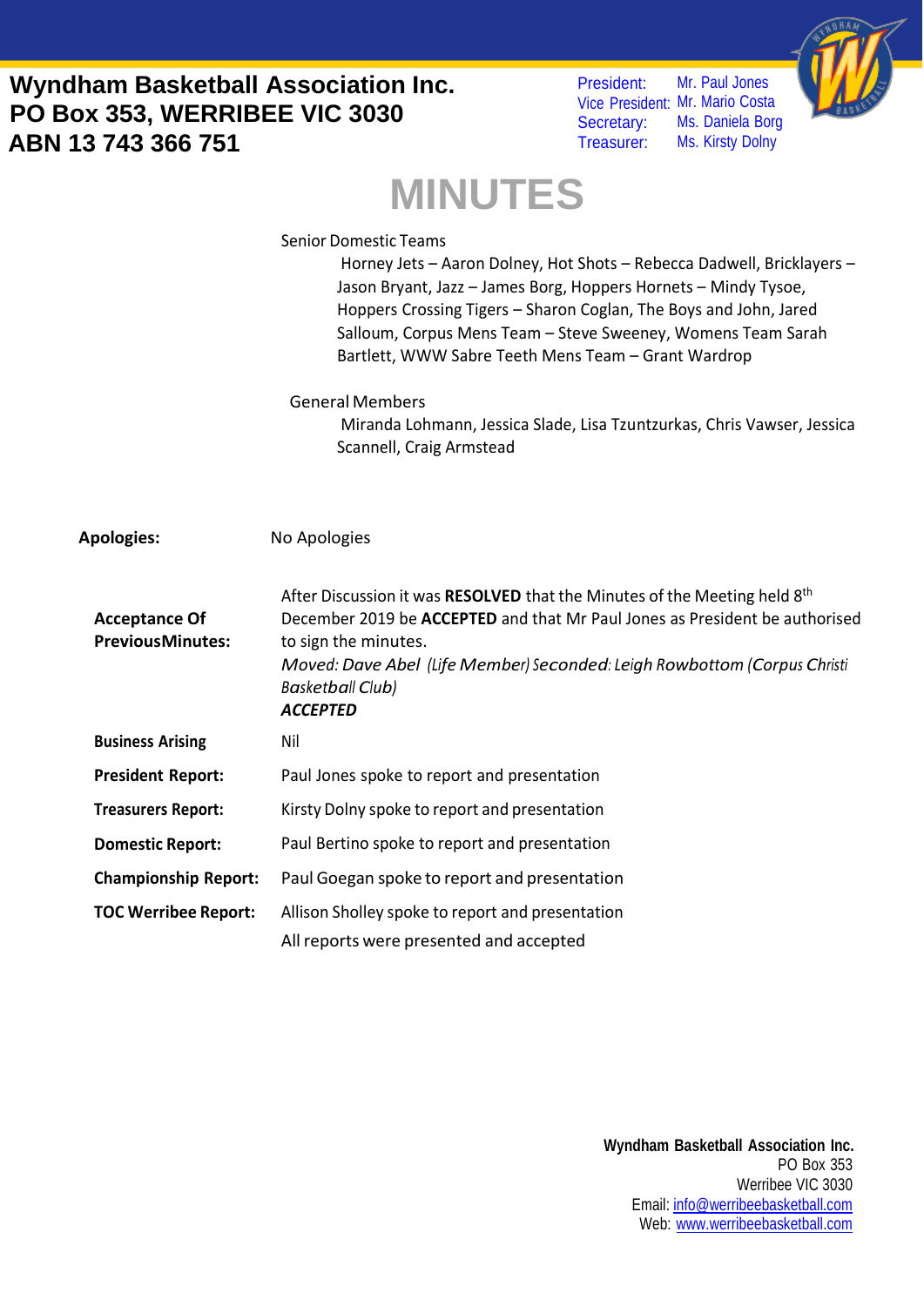**Wyndham Basketball Association Inc.**
**PO Box 353, WERRIBEE VIC 3030**
**ABN 13 743 366 751**

President: Mr. Paul Jones
Vice President: Mr. Mario Costa
Secretary: Ms. Daniela Borg
Treasurer: Ms. Kirsty Dolny

# MINUTES

Senior Domestic Teams

Horney Jets – Aaron Dolney, Hot Shots – Rebecca Dadwell, Bricklayers – Jason Bryant, Jazz – James Borg, Hoppers Hornets – Mindy Tysoe, Hoppers Crossing Tigers – Sharon Coglan, The Boys and John, Jared Salloum, Corpus Mens Team – Steve Sweeney, Womens Team Sarah Bartlett, WWW Sabre Teeth Mens Team – Grant Wardrop

General Members

Miranda Lohmann, Jessica Slade, Lisa Tzuntzurkas, Chris Vawser, Jessica Scannell, Craig Armstead

**Apologies:** No Apologies

**Acceptance Of PreviousMinutes:** After Discussion it was **RESOLVED** that the Minutes of the Meeting held 8th December 2019 be **ACCEPTED** and that Mr Paul Jones as President be authorised to sign the minutes.
*Moved: Dave Abel (Life Member) Seconded: Leigh Rowbottom (Corpus Christi Basketball Club)*
***ACCEPTED***

**Business Arising** Nil

**President Report:** Paul Jones spoke to report and presentation

**Treasurers Report:** Kirsty Dolny spoke to report and presentation

**Domestic Report:** Paul Bertino spoke to report and presentation

**Championship Report:** Paul Goegan spoke to report and presentation

**TOC Werribee Report:** Allison Sholley spoke to report and presentation

All reports were presented and accepted

**Wyndham Basketball Association Inc.**
PO Box 353
Werribee VIC 3030
Email: info@werribeebasketball.com
Web: www.werribeebasketball.com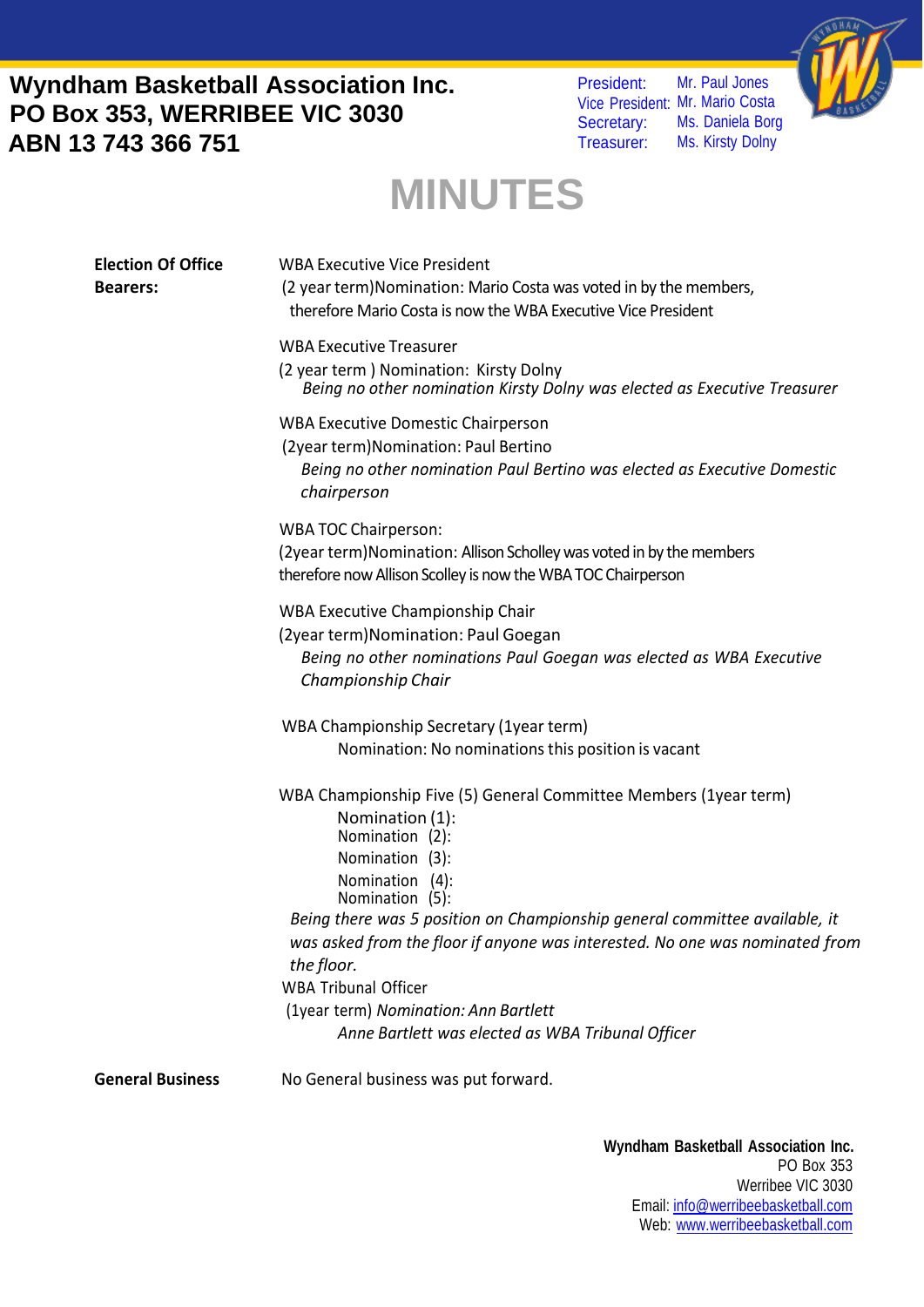**Wyndham Basketball Association Inc.**
**PO Box 353, WERRIBEE VIC 3030**
**ABN 13 743 366 751**

President: Mr. Paul Jones
Vice President: Mr. Mario Costa
Secretary: Ms. Daniela Borg
Treasurer: Ms. Kirsty Dolny

# MINUTES

**Election Of Office Bearers:**

WBA Executive Vice President
(2 year term)Nomination: Mario Costa was voted in by the members, therefore Mario Costa is now the WBA Executive Vice President

WBA Executive Treasurer
(2 year term ) Nomination: Kirsty Dolny
*Being no other nomination Kirsty Dolny was elected as Executive Treasurer*

WBA Executive Domestic Chairperson
(2year term)Nomination: Paul Bertino
*Being no other nomination Paul Bertino was elected as Executive Domestic chairperson*

WBA TOC Chairperson:
(2year term)Nomination: Allison Scholley was voted in by the members therefore now Allison Scolley is now the WBA TOC Chairperson

WBA Executive Championship Chair
(2year term)Nomination: Paul Goegan
*Being no other nominations Paul Goegan was elected as WBA Executive Championship Chair*

WBA Championship Secretary (1year term)
Nomination: No nominations this position is vacant

WBA Championship Five (5) General Committee Members (1year term)
Nomination (1):
Nomination (2):
Nomination (3):
Nomination (4):
Nomination (5):
*Being there was 5 position on Championship general committee available, it was asked from the floor if anyone was interested. No one was nominated from the floor.*

WBA Tribunal Officer
(1year term) *Nomination: Ann Bartlett*
*Anne Bartlett was elected as WBA Tribunal Officer*

**General Business**

No General business was put forward.

**Wyndham Basketball Association Inc.**
PO Box 353
Werribee VIC 3030
Email: info@werribeebasketball.com
Web: www.werribeebasketball.com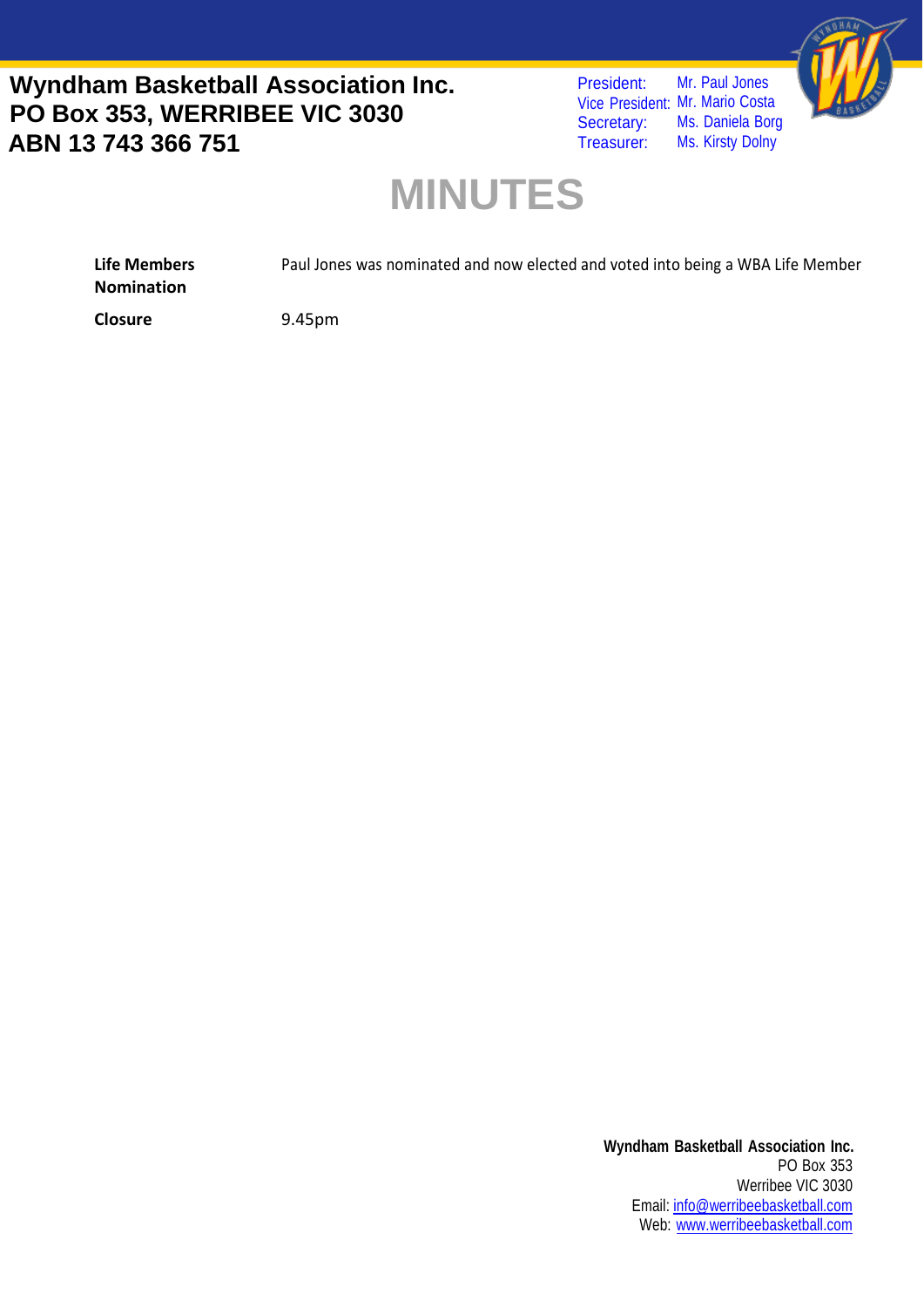**Wyndham Basketball Association Inc.**
**PO Box 353, WERRIBEE VIC 3030**
**ABN 13 743 366 751**

President: Mr. Paul Jones
Vice President: Mr. Mario Costa
Secretary: Ms. Daniela Borg
Treasurer: Ms. Kirsty Dolny

# MINUTES

| | |
|---|---|
| **Life Members Nomination** | Paul Jones was nominated and now elected and voted into being a WBA Life Member |
| **Closure** | 9.45pm |

**Wyndham Basketball Association Inc.**
PO Box 353
Werribee VIC 3030
Email: info@werribeebasketball.com
Web: www.werribeebasketball.com